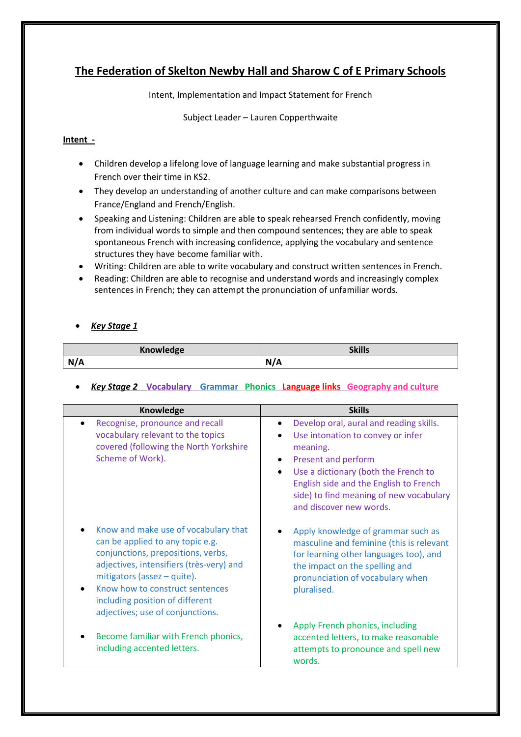# The Federation of Skelton Newby Hall and Sharow C of E Primary Schools

Intent, Implementation and Impact Statement for French

Subject Leader – Lauren Copperthwaite

**Intent -**

- Children develop a lifelong love of language learning and make substantial progress in French over their time in KS2.
- They develop an understanding of another culture and can make comparisons between France/England and French/English.
- Speaking and Listening: Children are able to speak rehearsed French confidently, moving from individual words to simple and then compound sentences; they are able to speak spontaneous French with increasing confidence, applying the vocabulary and sentence structures they have become familiar with.
- Writing: Children are able to write vocabulary and construct written sentences in French.
- Reading: Children are able to recognise and understand words and increasingly complex sentences in French; they can attempt the pronunciation of unfamiliar words.

- ***Key Stage 1***

| Knowledge | Skills |
|---|---|
| **N/A** | **N/A** |

- ***Key Stage 2*** **Vocabulary** **Grammar** **Phonics** **Language links** **Geography and culture**

| Knowledge | Skills |
|---|---|
| • Recognise, pronounce and recall vocabulary relevant to the topics covered (following the North Yorkshire Scheme of Work). | • Develop oral, aural and reading skills.<br>• Use intonation to convey or infer meaning.<br>• Present and perform<br>• Use a dictionary (both the French to English side and the English to French side) to find meaning of new vocabulary and discover new words. |
| • Know and make use of vocabulary that can be applied to any topic e.g. conjunctions, prepositions, verbs, adjectives, intensifiers (très-very) and mitigators (assez – quite).<br>• Know how to construct sentences including position of different adjectives; use of conjunctions. | • Apply knowledge of grammar such as masculine and feminine (this is relevant for learning other languages too), and the impact on the spelling and pronunciation of vocabulary when pluralised. |
| • Become familiar with French phonics, including accented letters. | • Apply French phonics, including accented letters, to make reasonable attempts to pronounce and spell new words. |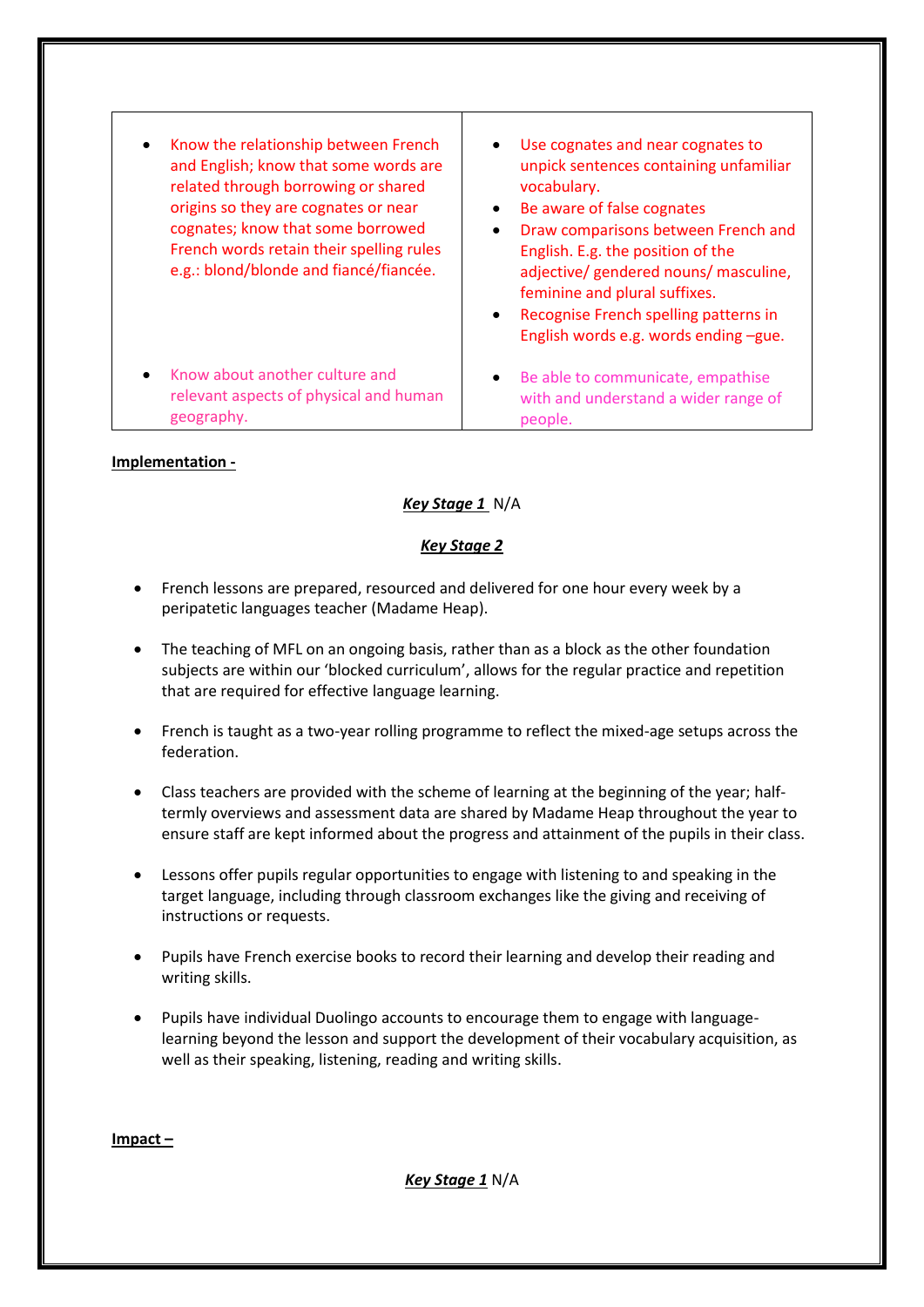| | |
|---|---|
| • Know the relationship between French and English; know that some words are related through borrowing or shared origins so they are cognates or near cognates; know that some borrowed French words retain their spelling rules e.g.: blond/blonde and fiancé/fiancée. | • Use cognates and near cognates to unpick sentences containing unfamiliar vocabulary. <br> • Be aware of false cognates <br> • Draw comparisons between French and English. E.g. the position of the adjective/ gendered nouns/ masculine, feminine and plural suffixes. <br> • Recognise French spelling patterns in English words e.g. words ending –gue. |
| • Know about another culture and relevant aspects of physical and human geography. | • Be able to communicate, empathise with and understand a wider range of people. |

**Implementation -**

***Key Stage 1*** N/A

***Key Stage 2***

- French lessons are prepared, resourced and delivered for one hour every week by a peripatetic languages teacher (Madame Heap).

- The teaching of MFL on an ongoing basis, rather than as a block as the other foundation subjects are within our 'blocked curriculum', allows for the regular practice and repetition that are required for effective language learning.

- French is taught as a two-year rolling programme to reflect the mixed-age setups across the federation.

- Class teachers are provided with the scheme of learning at the beginning of the year; half-termly overviews and assessment data are shared by Madame Heap throughout the year to ensure staff are kept informed about the progress and attainment of the pupils in their class.

- Lessons offer pupils regular opportunities to engage with listening to and speaking in the target language, including through classroom exchanges like the giving and receiving of instructions or requests.

- Pupils have French exercise books to record their learning and develop their reading and writing skills.

- Pupils have individual Duolingo accounts to encourage them to engage with language-learning beyond the lesson and support the development of their vocabulary acquisition, as well as their speaking, listening, reading and writing skills.

**Impact –**

***Key Stage 1*** N/A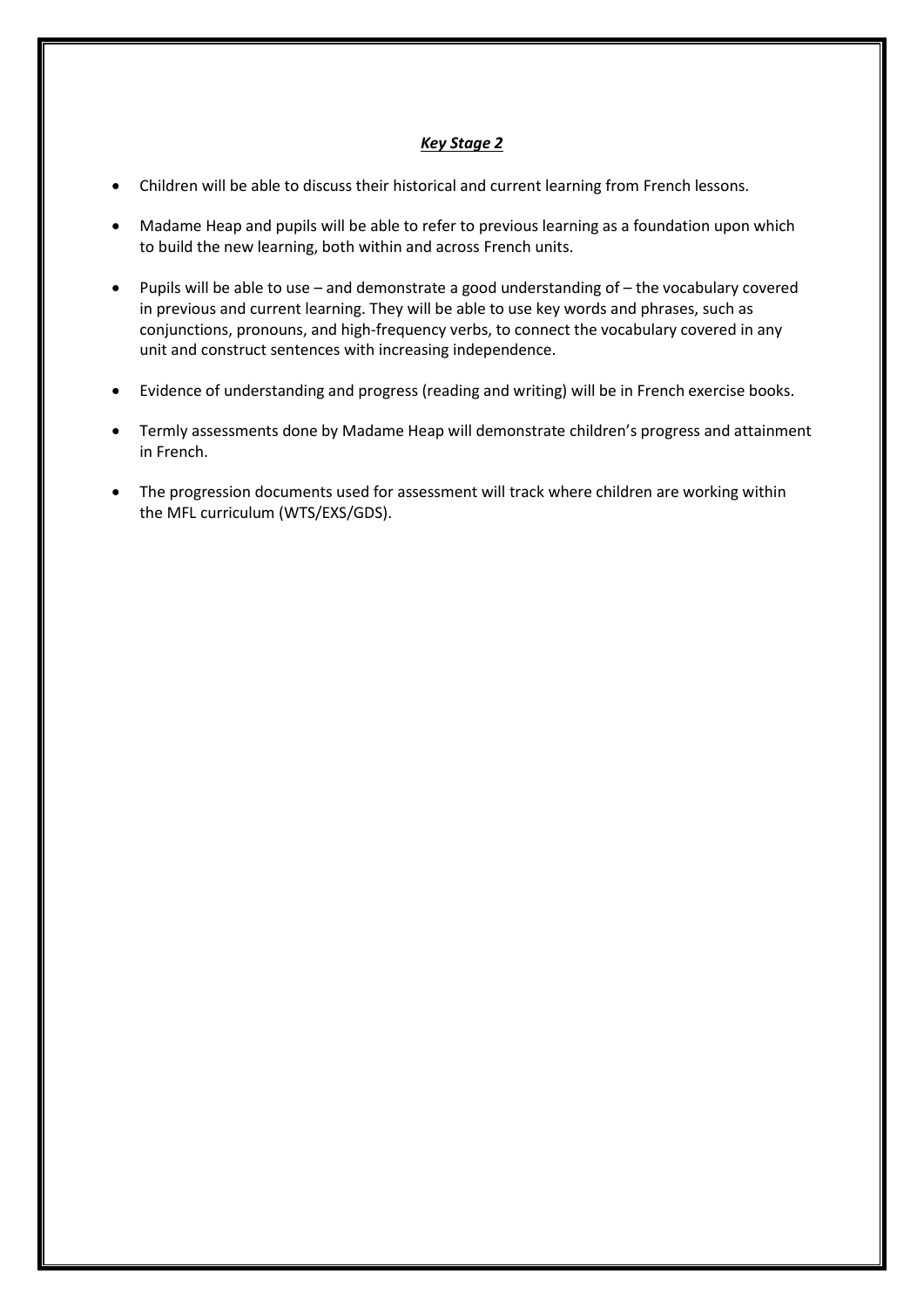## ***Key Stage 2***

- Children will be able to discuss their historical and current learning from French lessons.
- Madame Heap and pupils will be able to refer to previous learning as a foundation upon which to build the new learning, both within and across French units.
- Pupils will be able to use – and demonstrate a good understanding of – the vocabulary covered in previous and current learning. They will be able to use key words and phrases, such as conjunctions, pronouns, and high-frequency verbs, to connect the vocabulary covered in any unit and construct sentences with increasing independence.
- Evidence of understanding and progress (reading and writing) will be in French exercise books.
- Termly assessments done by Madame Heap will demonstrate children's progress and attainment in French.
- The progression documents used for assessment will track where children are working within the MFL curriculum (WTS/EXS/GDS).